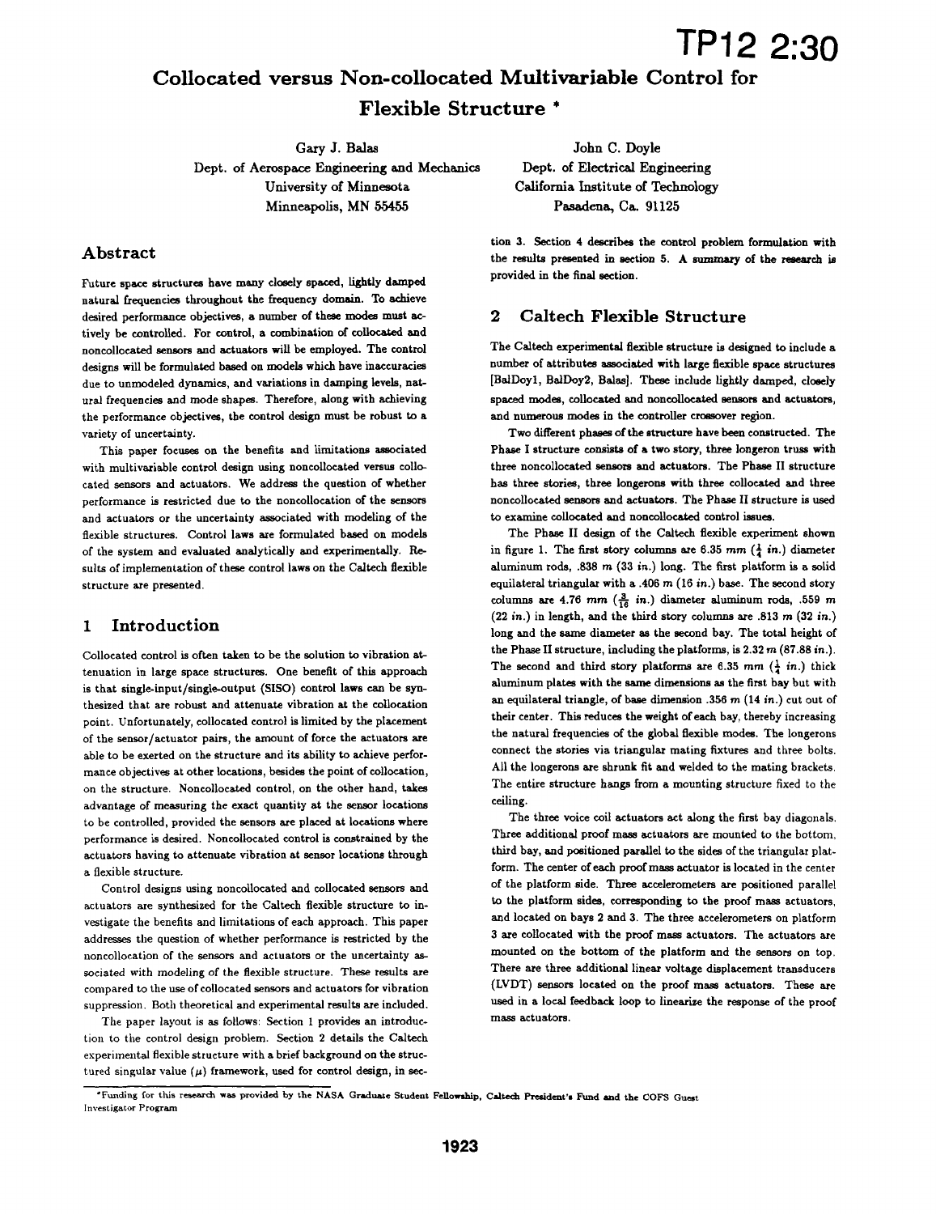# Collocated versus Non-collocated Multivariable Control for Flexible Structure *

Gary J. Balas
Dept. of Aerospace Engineering and Mechanics
University of Minnesota
Minneapolis, MN 55455

John C. Doyle
Dept. of Electrical Engineering
California Institute of Technology
Pasadena, Ca. 91125

## Abstract

Future space structures have many closely spaced, lightly damped natural frequencies throughout the frequency domain. To achieve desired performance objectives, a number of these modes must actively be controlled. For control, a combination of collocated and noncollocated sensors and actuators will be employed. The control designs will be formulated based on models which have inaccuracies due to unmodeled dynamics, and variations in damping levels, natural frequencies and mode shapes. Therefore, along with achieving the performance objectives, the control design must be robust to a variety of uncertainty.

This paper focuses on the benefits and limitations associated with multivariable control design using noncollocated versus collocated sensors and actuators. We address the question of whether performance is restricted due to the noncollocation of the sensors and actuators or the uncertainty associated with modeling of the flexible structures. Control laws are formulated based on models of the system and evaluated analytically and experimentally. Results of implementation of these control laws on the Caltech flexible structure are presented.

## 1 Introduction

Collocated control is often taken to be the solution to vibration attenuation in large space structures. One benefit of this approach is that single-input/single-output (SISO) control laws can be synthesized that are robust and attenuate vibration at the collocation point. Unfortunately, collocated control is limited by the placement of the sensor/actuator pairs, the amount of force the actuators are able to be exerted on the structure and its ability to achieve performance objectives at other locations, besides the point of collocation, on the structure. Noncollocated control, on the other hand, takes advantage of measuring the exact quantity at the sensor locations to be controlled, provided the sensors are placed at locations where performance is desired. Noncollocated control is constrained by the actuators having to attenuate vibration at sensor locations through a flexible structure.

Control designs using noncollocated and collocated sensors and actuators are synthesized for the Caltech flexible structure to investigate the benefits and limitations of each approach. This paper addresses the question of whether performance is restricted by the noncollocation of the sensors and actuators or the uncertainty associated with modeling of the flexible structure. These results are compared to the use of collocated sensors and actuators for vibration suppression. Both theoretical and experimental results are included.

The paper layout is as follows: Section 1 provides an introduction to the control design problem. Section 2 details the Caltech experimental flexible structure with a brief background on the structured singular value ($\mu$) framework, used for control design, in section 3. Section 4 describes the control problem formulation with the results presented in section 5. A summary of the research is provided in the final section.

## 2 Caltech Flexible Structure

The Caltech experimental flexible structure is designed to include a number of attributes associated with large flexible space structures [BalDoy1, BalDoy2, Balas]. These include lightly damped, closely spaced modes, collocated and noncollocated sensors and actuators, and numerous modes in the controller crossover region.

Two different phases of the structure have been constructed. The Phase I structure consists of a two story, three longeron truss with three noncollocated sensors and actuators. The Phase II structure has three stories, three longerons with three collocated and three noncollocated sensors and actuators. The Phase II structure is used to examine collocated and noncollocated control issues.

The Phase II design of the Caltech flexible experiment shown in figure 1. The first story columns are 6.35 *mm* ($\frac{1}{4}$ *in.*) diameter aluminum rods, .838 *m* (33 *in.*) long. The first platform is a solid equilateral triangular with a .406 *m* (16 *in.*) base. The second story columns are 4.76 *mm* ($\frac{3}{16}$ *in.*) diameter aluminum rods, .559 *m* (22 *in.*) in length, and the third story columns are .813 *m* (32 *in.*) long and the same diameter as the second bay. The total height of the Phase II structure, including the platforms, is 2.32 *m* (87.88 *in.*). The second and third story platforms are 6.35 *mm* ($\frac{1}{4}$ *in.*) thick aluminum plates with the same dimensions as the first bay but with an equilateral triangle, of base dimension .356 *m* (14 *in.*) cut out of their center. This reduces the weight of each bay, thereby increasing the natural frequencies of the global flexible modes. The longerons connect the stories via triangular mating fixtures and three bolts. All the longerons are shrunk fit and welded to the mating brackets. The entire structure hangs from a mounting structure fixed to the ceiling.

The three voice coil actuators act along the first bay diagonals. Three additional proof mass actuators are mounted to the bottom, third bay, and positioned parallel to the sides of the triangular platform. The center of each proof mass actuator is located in the center of the platform side. Three accelerometers are positioned parallel to the platform sides, corresponding to the proof mass actuators, and located on bays 2 and 3. The three accelerometers on platform 3 are collocated with the proof mass actuators. The actuators are mounted on the bottom of the platform and the sensors on top. There are three additional linear voltage displacement transducers (LVDT) sensors located on the proof mass actuators. These are used in a local feedback loop to linearize the response of the proof mass actuators.

*Funding for this research was provided by the NASA Graduate Student Fellowship, Caltech President's Fund and the COFS Guest Investigator Program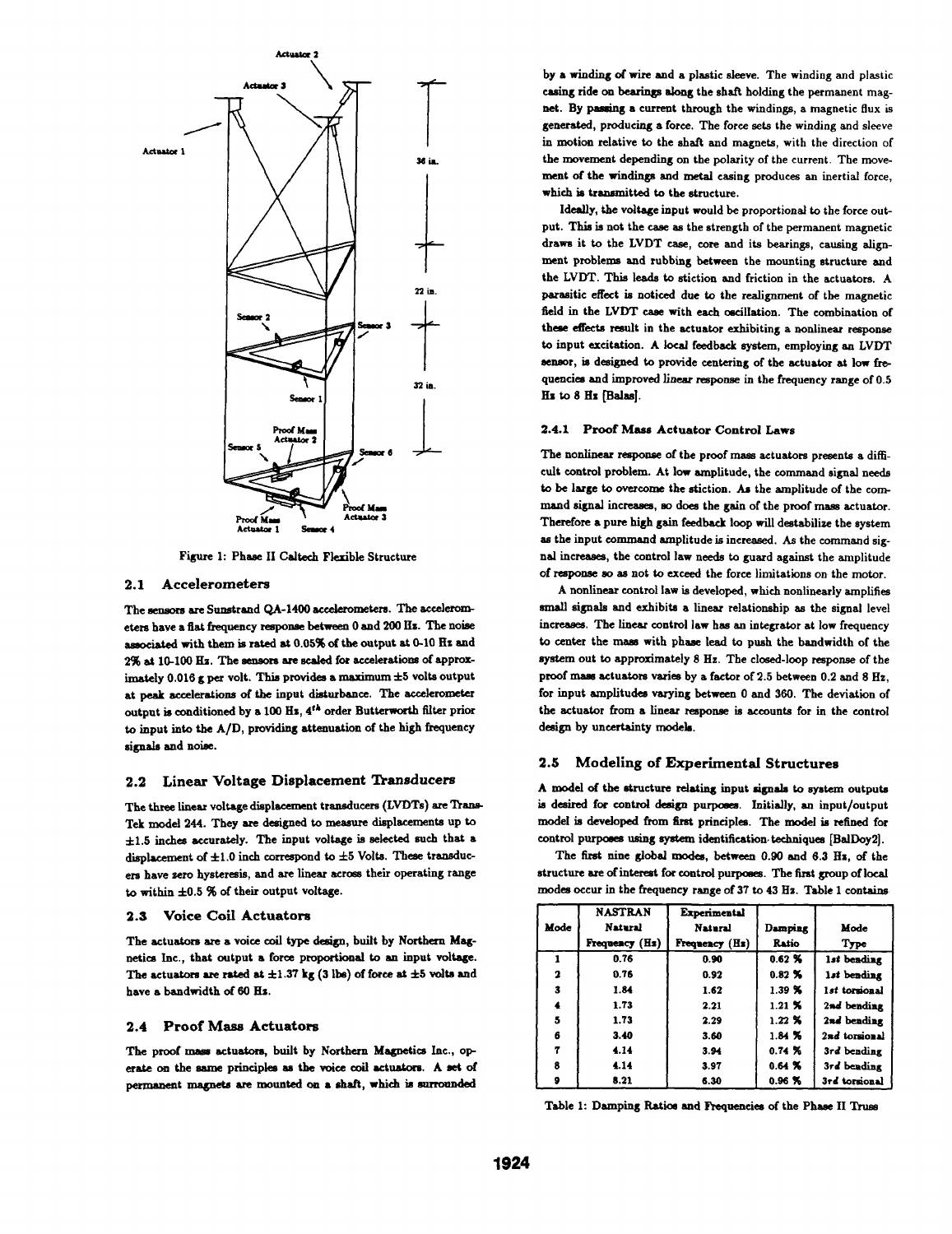Actuator 2

Actuator 3

Actuator 1

36 in.

22 in.

32 in.

Sensor 2

Sensor 3

Sensor 1

Proof Mass Actuator 2

Sensor 5

Sensor 6

Proof Mass Actuator 1

Sensor 4

Proof Mass Actuator 3

Figure 1: Phase II Caltech Flexible Structure

### 2.1 Accelerometers

The sensors are Sunstrand QA-1400 accelerometers. The accelerometers have a flat frequency response between 0 and 200 Hz. The noise associated with them is rated at 0.05% of the output at 0-10 Hz and 2% at 10-100 Hz. The sensors are scaled for accelerations of approximately 0.016 g per volt. This provides a maximum ±5 volts output at peak accelerations of the input disturbance. The accelerometer output is conditioned by a 100 Hz, $4^{th}$ order Butterworth filter prior to input into the A/D, providing attenuation of the high frequency signals and noise.

### 2.2 Linear Voltage Displacement Transducers

The three linear voltage displacement transducers (LVDTs) are Trans-Tek model 244. They are designed to measure displacements up to ±1.5 inches accurately. The input voltage is selected such that a displacement of ±1.0 inch correspond to ±5 Volts. These transducers have zero hysteresis, and are linear across their operating range to within ±0.5 % of their output voltage.

### 2.3 Voice Coil Actuators

The actuators are a voice coil type design, built by Northern Magnetics Inc., that output a force proportional to an input voltage. The actuators are rated at ±1.37 kg (3 lbs) of force at ±5 volts and have a bandwidth of 60 Hz.

### 2.4 Proof Mass Actuators

The proof mass actuators, built by Northern Magnetics Inc., operate on the same principles as the voice coil actuators. A set of permanent magnets are mounted on a shaft, which is surrounded by a winding of wire and a plastic sleeve. The winding and plastic casing ride on bearings along the shaft holding the permanent magnet. By passing a current through the windings, a magnetic flux is generated, producing a force. The force sets the winding and sleeve in motion relative to the shaft and magnets, with the direction of the movement depending on the polarity of the current. The movement of the windings and metal casing produces an inertial force, which is transmitted to the structure.

Ideally, the voltage input would be proportional to the force output. This is not the case as the strength of the permanent magnetic draws it to the LVDT case, core and its bearings, causing alignment problems and rubbing between the mounting structure and the LVDT. This leads to stiction and friction in the actuators. A parasitic effect is noticed due to the realignment of the magnetic field in the LVDT case with each oscillation. The combination of these effects result in the actuator exhibiting a nonlinear response to input excitation. A local feedback system, employing an LVDT sensor, is designed to provide centering of the actuator at low frequencies and improved linear response in the frequency range of 0.5 Hz to 8 Hz [Balas].

#### 2.4.1 Proof Mass Actuator Control Laws

The nonlinear response of the proof mass actuators presents a difficult control problem. At low amplitude, the command signal needs to be large to overcome the stiction. As the amplitude of the command signal increases, so does the gain of the proof mass actuator. Therefore a pure high gain feedback loop will destabilize the system as the input command amplitude is increased. As the command signal increases, the control law needs to guard against the amplitude of response so as not to exceed the force limitations on the motor.

A nonlinear control law is developed, which nonlinearly amplifies small signals and exhibits a linear relationship as the signal level increases. The linear control law has an integrator at low frequency to center the mass with phase lead to push the bandwidth of the system out to approximately 8 Hz. The closed-loop response of the proof mass actuators varies by a factor of 2.5 between 0.2 and 8 Hz, for input amplitudes varying between 0 and 360. The deviation of the actuator from a linear response is accounts for in the control design by uncertainty models.

### 2.5 Modeling of Experimental Structures

A model of the structure relating input signals to system outputs is desired for control design purposes. Initially, an input/output model is developed from first principles. The model is refined for control purposes using system identification techniques [BalDoy2].

The first nine global modes, between 0.90 and 6.3 Hz, of the structure are of interest for control purposes. The first group of local modes occur in the frequency range of 37 to 43 Hz. Table 1 contains

| Mode | NASTRAN Natural Frequency (Hz) | Experimental Natural Frequency (Hz) | Damping Ratio | Mode Type |
|---|---|---|---|---|
| 1 | 0.76 | 0.90 | 0.62 % | *1st* bending |
| 2 | 0.76 | 0.92 | 0.82 % | *1st* bending |
| 3 | 1.84 | 1.62 | 1.39 % | *1st* torsional |
| 4 | 1.73 | 2.21 | 1.21 % | *2nd* bending |
| 5 | 1.73 | 2.29 | 1.22 % | *2nd* bending |
| 6 | 3.40 | 3.60 | 1.84 % | *2nd* torsional |
| 7 | 4.14 | 3.94 | 0.74 % | *3rd* bending |
| 8 | 4.14 | 3.97 | 0.64 % | *3rd* bending |
| 9 | 8.21 | 6.30 | 0.96 % | *3rd* torsional |

Table 1: Damping Ratios and Frequencies of the Phase II Truss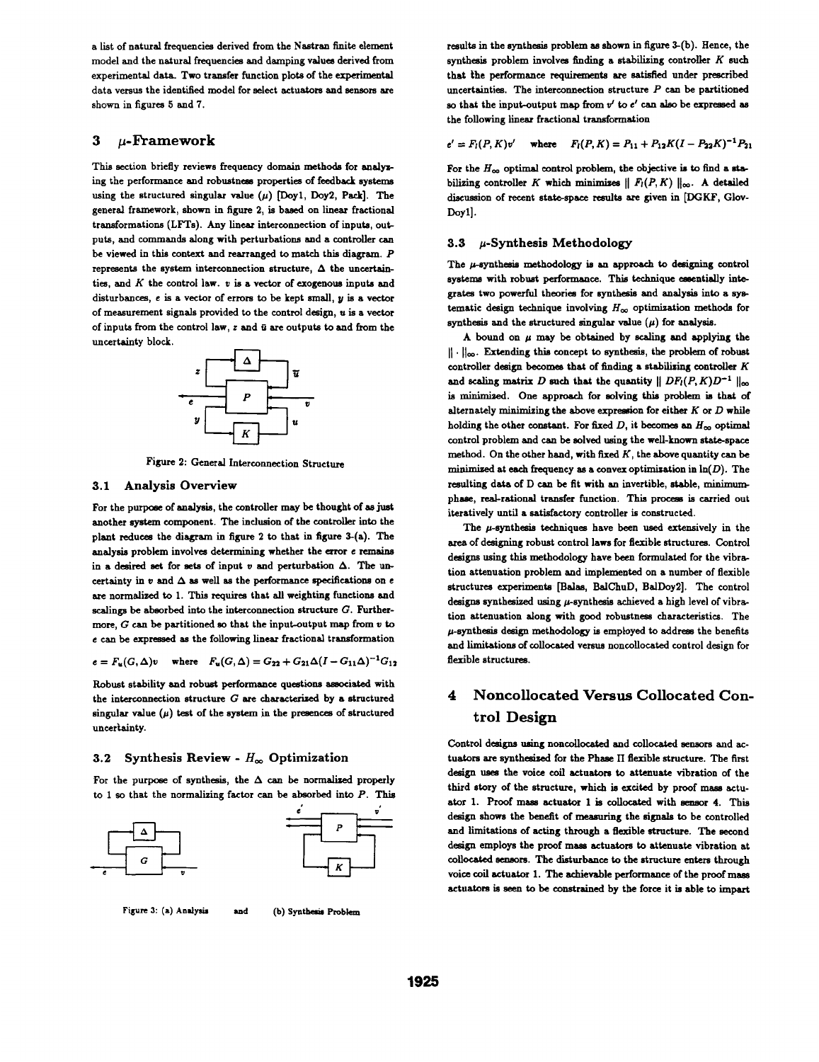a list of natural frequencies derived from the Nastran finite element model and the natural frequencies and damping values derived from experimental data. Two transfer function plots of the experimental data versus the identified model for select actuators and sensors are shown in figures 5 and 7.

## 3 $\mu$-Framework

This section briefly reviews frequency domain methods for analyzing the performance and robustness properties of feedback systems using the structured singular value ($\mu$) [Doy1, Doy2, Pack]. The general framework, shown in figure 2, is based on linear fractional transformations (LFTs). Any linear interconnection of inputs, outputs, and commands along with perturbations and a controller can be viewed in this context and rearranged to match this diagram. $P$ represents the system interconnection structure, $\Delta$ the uncertainties, and $K$ the control law. $v$ is a vector of exogenous inputs and disturbances, $e$ is a vector of errors to be kept small, $y$ is a vector of measurement signals provided to the control design, $u$ is a vector of inputs from the control law, $z$ and $\bar{u}$ are outputs to and from the uncertainty block.

Figure 2: General Interconnection Structure

### 3.1 Analysis Overview

For the purpose of analysis, the controller may be thought of as just another system component. The inclusion of the controller into the plant reduces the diagram in figure 2 to that in figure 3-(a). The analysis problem involves determining whether the error $e$ remains in a desired set for sets of input $v$ and perturbation $\Delta$. The uncertainty in $v$ and $\Delta$ as well as the performance specifications on $e$ are normalized to 1. This requires that all weighting functions and scalings be absorbed into the interconnection structure $G$. Furthermore, $G$ can be partitioned so that the input-output map from $v$ to $e$ can be expressed as the following linear fractional transformation

$$e = F_u(G,\Delta)v \quad \text{where} \quad F_u(G,\Delta) = G_{22} + G_{21}\Delta(I - G_{11}\Delta)^{-1}G_{12}$$

Robust stability and robust performance questions associated with the interconnection structure $G$ are characterized by a structured singular value ($\mu$) test of the system in the presences of structured uncertainty.

### 3.2 Synthesis Review - $H_\infty$ Optimization

For the purpose of synthesis, the $\Delta$ can be normalized properly to 1 so that the normalizing factor can be absorbed into $P$. This results in the synthesis problem as shown in figure 3-(b). Hence, the synthesis problem involves finding a stabilizing controller $K$ such that the performance requirements are satisfied under prescribed uncertainties. The interconnection structure $P$ can be partitioned so that the input-output map from $v'$ to $e'$ can also be expressed as the following linear fractional transformation

Figure 3: (a) Analysis and (b) Synthesis Problem

$$e' = F_l(P,K)v' \quad \text{where} \quad F_l(P,K) = P_{11} + P_{12}K(I - P_{22}K)^{-1}P_{21}$$

For the $H_\infty$ optimal control problem, the objective is to find a stabilizing controller $K$ which minimizes $\| F_l(P,K) \|_\infty$. A detailed discussion of recent state-space results are given in [DGKF, Glov-Doy1].

### 3.3 $\mu$-Synthesis Methodology

The $\mu$-synthesis methodology is an approach to designing control systems with robust performance. This technique essentially integrates two powerful theories for synthesis and analysis into a systematic design technique involving $H_\infty$ optimization methods for synthesis and the structured singular value ($\mu$) for analysis.

A bound on $\mu$ may be obtained by scaling and applying the $\| \cdot \|_\infty$. Extending this concept to synthesis, the problem of robust controller design becomes that of finding a stabilizing controller $K$ and scaling matrix $D$ such that the quantity $\| DF_l(P,K)D^{-1} \|_\infty$ is minimized. One approach for solving this problem is that of alternately minimizing the above expression for either $K$ or $D$ while holding the other constant. For fixed $D$, it becomes an $H_\infty$ optimal control problem and can be solved using the well-known state-space method. On the other hand, with fixed $K$, the above quantity can be minimized at each frequency as a convex optimization in $\ln(D)$. The resulting data of D can be fit with an invertible, stable, minimum-phase, real-rational transfer function. This process is carried out iteratively until a satisfactory controller is constructed.

The $\mu$-synthesis techniques have been used extensively in the area of designing robust control laws for flexible structures. Control designs using this methodology have been formulated for the vibration attenuation problem and implemented on a number of flexible structures experiments [Balas, BalChuD, BalDoy2]. The control designs synthesized using $\mu$-synthesis achieved a high level of vibration attenuation along with good robustness characteristics. The $\mu$-synthesis design methodology is employed to address the benefits and limitations of collocated versus noncollocated control design for flexible structures.

## 4 Noncollocated Versus Collocated Control Design

Control designs using noncollocated and collocated sensors and actuators are synthesized for the Phase II flexible structure. The first design uses the voice coil actuators to attenuate vibration of the third story of the structure, which is excited by proof mass actuator 1. Proof mass actuator 1 is collocated with sensor 4. This design shows the benefit of measuring the signals to be controlled and limitations of acting through a flexible structure. The second design employs the proof mass actuators to attenuate vibration at collocated sensors. The disturbance to the structure enters through voice coil actuator 1. The achievable performance of the proof mass actuators is seen to be constrained by the force it is able to impart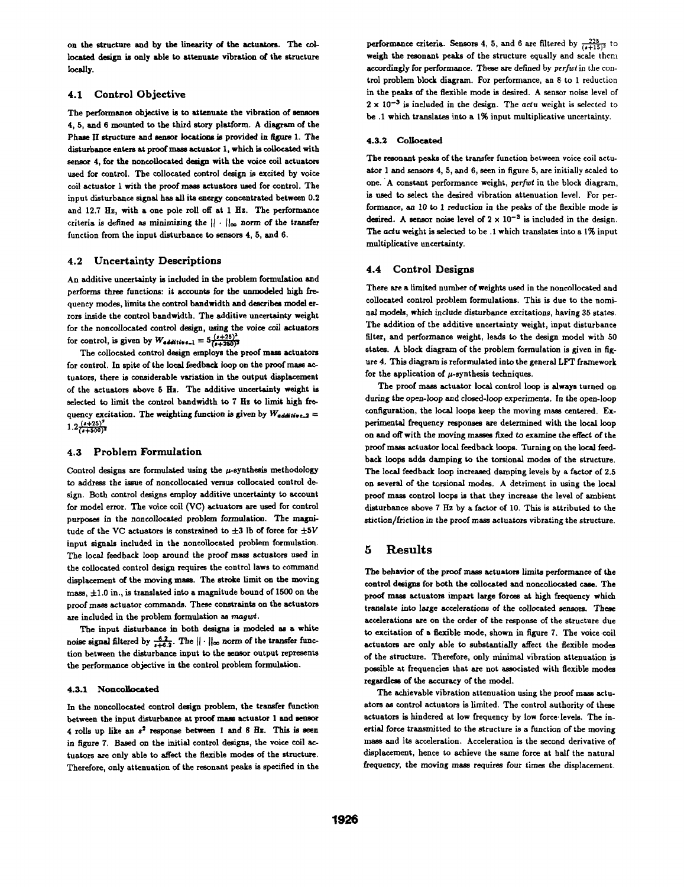on the structure and by the linearity of the actuators. The collocated design is only able to attenuate vibration of the structure locally.

## 4.1 Control Objective

The performance objective is to attenuate the vibration of sensors 4, 5, and 6 mounted to the third story platform. A diagram of the Phase II structure and sensor locations is provided in figure 1. The disturbance enters at proof mass actuator 1, which is collocated with sensor 4, for the noncollocated design with the voice coil actuators used for control. The collocated control design is excited by voice coil actuator 1 with the proof mass actuators used for control. The input disturbance signal has all its energy concentrated between 0.2 and 12.7 Hz, with a one pole roll off at 1 Hz. The performance criteria is defined as minimizing the $||\cdot||_\infty$ norm of the transfer function from the input disturbance to sensors 4, 5, and 6.

## 4.2 Uncertainty Descriptions

An additive uncertainty is included in the problem formulation and performs three functions: it accounts for the unmodeled high frequency modes, limits the control bandwidth and describes model errors inside the control bandwidth. The additive uncertainty weight for the noncollocated control design, using the voice coil actuators for control, is given by $W_{additive\_1} = 5\frac{(s+25)^2}{(s+250)^2}$

The collocated control design employs the proof mass actuators for control. In spite of the local feedback loop on the proof mass actuators, there is considerable variation in the output displacement of the actuators above 5 Hz. The additive uncertainty weight is selected to limit the control bandwidth to 7 Hz to limit high frequency excitation. The weighting function is given by $W_{additive\_2} = 1.2\frac{(s+25)^2}{(s+500)^2}$

## 4.3 Problem Formulation

Control designs are formulated using the $\mu$-synthesis methodology to address the issue of noncollocated versus collocated control design. Both control designs employ additive uncertainty to account for model error. The voice coil (VC) actuators are used for control purposes in the noncollocated problem formulation. The magnitude of the VC actuators is constrained to $\pm 3$ lb of force for $\pm 5V$ input signals included in the noncollocated problem formulation. The local feedback loop around the proof mass actuators used in the collocated control design requires the control laws to command displacement of the moving mass. The stroke limit on the moving mass, $\pm 1.0$ in., is translated into a magnitude bound of 1500 on the proof mass actuator commands. These constraints on the actuators are included in the problem formulation as *magwt*.

The input disturbance in both designs is modeled as a white noise signal filtered by $\frac{6.2}{s+6.2}$. The $||\cdot||_\infty$ norm of the transfer function between the disturbance input to the sensor output represents the performance objective in the control problem formulation.

### 4.3.1 Noncollocated

In the noncollocated control design problem, the transfer function between the input disturbance at proof mass actuator 1 and sensor 4 rolls up like an $s^2$ response between 1 and 8 Hz. This is seen in figure 7. Based on the initial control designs, the voice coil actuators are only able to affect the flexible modes of the structure. Therefore, only attenuation of the resonant peaks is specified in the performance criteria. Sensors 4, 5, and 6 are filtered by $\frac{225}{(s+15)^2}$ to weigh the resonant peaks of the structure equally and scale them accordingly for performance. These are defined by *perfwt* in the control problem block diagram. For performance, an 8 to 1 reduction in the peaks of the flexible mode is desired. A sensor noise level of $2 \times 10^{-3}$ is included in the design. The *actu* weight is selected to be .1 which translates into a 1% input multiplicative uncertainty.

### 4.3.2 Collocated

The resonant peaks of the transfer function between voice coil actuator 1 and sensors 4, 5, and 6, seen in figure 5, are initially scaled to one. A constant performance weight, *perfwt* in the block diagram, is used to select the desired vibration attenuation level. For performance, an 10 to 1 reduction in the peaks of the flexible mode is desired. A sensor noise level of $2 \times 10^{-3}$ is included in the design. The *actu* weight is selected to be .1 which translates into a 1% input multiplicative uncertainty.

## 4.4 Control Designs

There are a limited number of weights used in the noncollocated and collocated control problem formulations. This is due to the nominal models, which include disturbance excitations, having 35 states. The addition of the additive uncertainty weight, input disturbance filter, and performance weight, leads to the design model with 50 states. A block diagram of the problem formulation is given in figure 4. This diagram is reformulated into the general LFT framework for the application of $\mu$-synthesis techniques.

The proof mass actuator local control loop is always turned on during the open-loop and closed-loop experiments. In the open-loop configuration, the local loops keep the moving mass centered. Experimental frequency responses are determined with the local loop on and off with the moving masses fixed to examine the effect of the proof mass actuator local feedback loops. Turning on the local feedback loops adds damping to the torsional modes of the structure. The local feedback loop increased damping levels by a factor of 2.5 on several of the torsional modes. A detriment in using the local proof mass control loops is that they increase the level of ambient disturbance above 7 Hz by a factor of 10. This is attributed to the stiction/friction in the proof mass actuators vibrating the structure.

# 5 Results

The behavior of the proof mass actuators limits performance of the control designs for both the collocated and noncollocated case. The proof mass actuators impart large forces at high frequency which translate into large accelerations of the collocated sensors. These accelerations are on the order of the response of the structure due to excitation of a flexible mode, shown in figure 7. The voice coil actuators are only able to substantially affect the flexible modes of the structure. Therefore, only minimal vibration attenuation is possible at frequencies that are not associated with flexible modes regardless of the accuracy of the model.

The achievable vibration attenuation using the proof mass actuators as control actuators is limited. The control authority of these actuators is hindered at low frequency by low force levels. The inertial force transmitted to the structure is a function of the moving mass and its acceleration. Acceleration is the second derivative of displacement, hence to achieve the same force at half the natural frequency, the moving mass requires four times the displacement.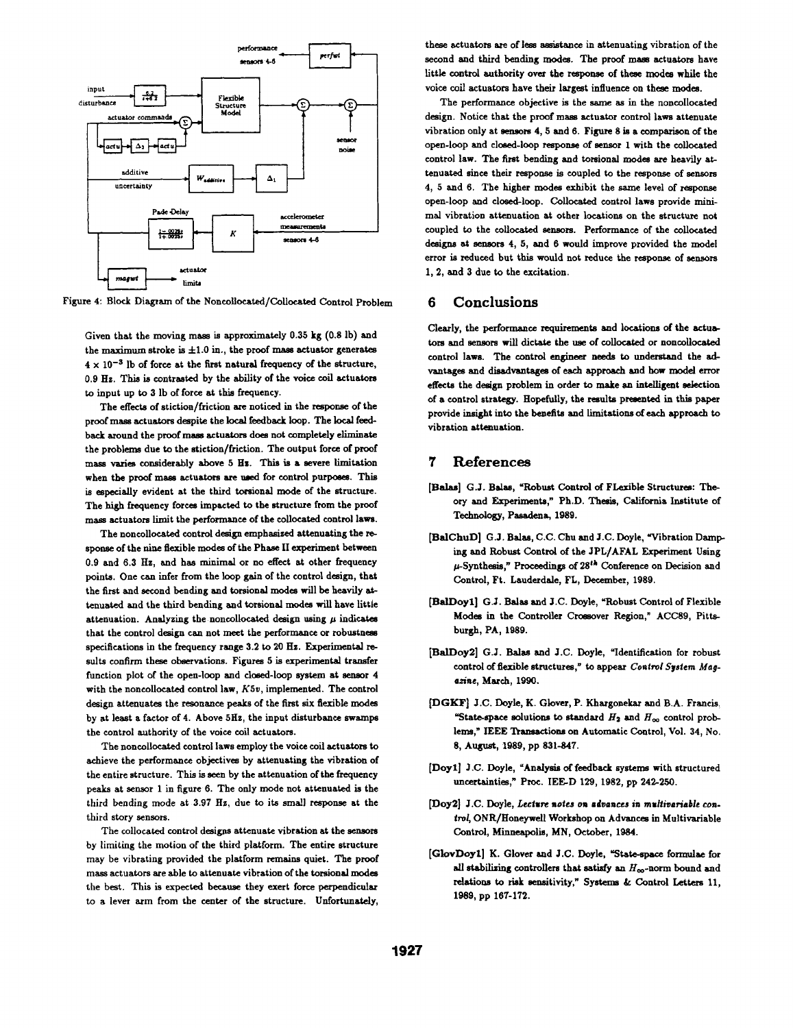performance

sensors 4-6

perfwt

input disturbance

$\frac{6.3}{s+6.3}$

Flexible Structure Model

actuator commands

actu

$\Delta_2$

actu

sensor noise

additive uncertainty

$W_{additive}$

$\Delta_1$

Pade Delay

$\frac{1-.0025s}{1+.0025s}$

$K$

accelerometer measurements

sensors 4-6

magwt

actuator limits

Figure 4: Block Diagram of the Noncollocated/Collocated Control Problem

Given that the moving mass is approximately 0.35 kg (0.8 lb) and the maximum stroke is $\pm 1.0$ in., the proof mass actuator generates $4 \times 10^{-3}$ lb of force at the first natural frequency of the structure, 0.9 Hz. This is contrasted by the ability of the voice coil actuators to input up to 3 lb of force at this frequency.

The effects of stiction/friction are noticed in the response of the proof mass actuators despite the local feedback loop. The local feedback around the proof mass actuators does not completely eliminate the problems due to the stiction/friction. The output force of proof mass varies considerably above 5 Hz. This is a severe limitation when the proof mass actuators are used for control purposes. This is especially evident at the third torsional mode of the structure. The high frequency forces impacted to the structure from the proof mass actuators limit the performance of the collocated control laws.

The noncollocated control design emphasized attenuating the response of the nine flexible modes of the Phase II experiment between 0.9 and 6.3 Hz, and has minimal or no effect at other frequency points. One can infer from the loop gain of the control design, that the first and second bending and torsional modes will be heavily attenuated and the third bending and torsional modes will have little attenuation. Analyzing the noncollocated design using $\mu$ indicates that the control design can not meet the performance or robustness specifications in the frequency range 3.2 to 20 Hz. Experimental results confirm these observations. Figures 5 is experimental transfer function plot of the open-loop and closed-loop system at sensor 4 with the noncollocated control law, $K5v$, implemented. The control design attenuates the resonance peaks of the first six flexible modes by at least a factor of 4. Above 5Hz, the input disturbance swamps the control authority of the voice coil actuators.

The noncollocated control laws employ the voice coil actuators to achieve the performance objectives by attenuating the vibration of the entire structure. This is seen by the attenuation of the frequency peaks at sensor 1 in figure 6. The only mode not attenuated is the third bending mode at 3.97 Hz, due to its small response at the third story sensors.

The collocated control designs attenuate vibration at the sensors by limiting the motion of the third platform. The entire structure may be vibrating provided the platform remains quiet. The proof mass actuators are able to attenuate vibration of the torsional modes the best. This is expected because they exert force perpendicular to a lever arm from the center of the structure. Unfortunately, these actuators are of less assistance in attenuating vibration of the second and third bending modes. The proof mass actuators have little control authority over the response of these modes while the voice coil actuators have their largest influence on these modes.

The performance objective is the same as in the noncollocated design. Notice that the proof mass actuator control laws attenuate vibration only at sensors 4, 5 and 6. Figure 8 is a comparison of the open-loop and closed-loop response of sensor 1 with the collocated control law. The first bending and torsional modes are heavily attenuated since their response is coupled to the response of sensors 4, 5 and 6. The higher modes exhibit the same level of response open-loop and closed-loop. Collocated control laws provide minimal vibration attenuation at other locations on the structure not coupled to the collocated sensors. Performance of the collocated designs at sensors 4, 5, and 6 would improve provided the model error is reduced but this would not reduce the response of sensors 1, 2, and 3 due to the excitation.

## 6 Conclusions

Clearly, the performance requirements and locations of the actuators and sensors will dictate the use of collocated or noncollocated control laws. The control engineer needs to understand the advantages and disadvantages of each approach and how model error effects the design problem in order to make an intelligent selection of a control strategy. Hopefully, the results presented in this paper provide insight into the benefits and limitations of each approach to vibration attenuation.

## 7 References

**[Balas]** G.J. Balas, "Robust Control of FLexible Structures: Theory and Experiments," Ph.D. Thesis, California Institute of Technology, Pasadena, 1989.

**[BalChuD]** G.J. Balas, C.C. Chu and J.C. Doyle, "Vibration Damping and Robust Control of the JPL/AFAL Experiment Using $\mu$-Synthesis," Proceedings of $28^{th}$ Conference on Decision and Control, Ft. Lauderdale, FL, December, 1989.

**[BalDoy1]** G.J. Balas and J.C. Doyle, "Robust Control of Flexible Modes in the Controller Crossover Region," ACC89, Pittsburgh, PA, 1989.

**[BalDoy2]** G.J. Balas and J.C. Doyle, "Identification for robust control of flexible structures," to appear *Control System Magazine*, March, 1990.

**[DGKF]** J.C. Doyle, K. Glover, P. Khargonekar and B.A. Francis, "State-space solutions to standard $H_2$ and $H_\infty$ control problems," IEEE Transactions on Automatic Control, Vol. 34, No. 8, August, 1989, pp 831-847.

**[Doy1]** J.C. Doyle, "Analysis of feedback systems with structured uncertainties," Proc. IEE-D 129, 1982, pp 242-250.

**[Doy2]** J.C. Doyle, *Lecture notes on advances in multivariable control*, ONR/Honeywell Workshop on Advances in Multivariable Control, Minneapolis, MN, October, 1984.

**[GlovDoy1]** K. Glover and J.C. Doyle, "State-space formulae for all stabilizing controllers that satisfy an $H_\infty$-norm bound and relations to risk sensitivity," Systems & Control Letters 11, 1989, pp 167-172.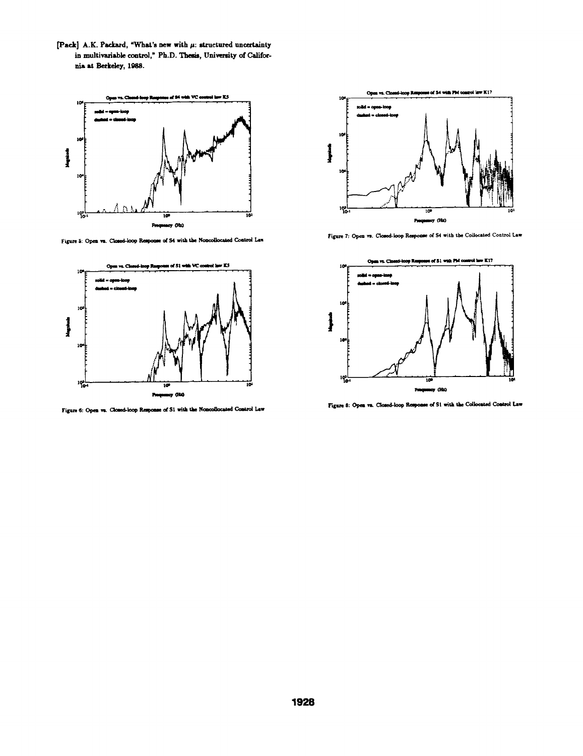[Pack] A.K. Packard, "What's new with $\mu$: structured uncertainty in multivariable control," Ph.D. Thesis, University of California at Berkeley, 1988.

Open vs. Closed-loop Response of S4 with VC control law K5

solid = open-loop

dashed = closed-loop

Magnitude

Frequency (Hz)

Figure 5: Open vs. Closed-loop Response of S4 with the Noncollocated Control Law

Open vs. Closed-loop Response of S1 with VC control law K5

solid = open-loop

dashed = closed-loop

Magnitude

Frequency (Hz)

Figure 6: Open vs. Closed-loop Response of S1 with the Noncollocated Control Law

Open vs. Closed-loop Response of S4 with PM control law K17

solid = open-loop

dashed = closed-loop

Magnitude

Frequency (Hz)

Figure 7: Open vs. Closed-loop Response of S4 with the Collocated Control Law

Open vs. Closed-loop Response of S1 with PM control law K17

solid = open-loop

dashed = closed-loop

Magnitude

Frequency (Hz)

Figure 8: Open vs. Closed-loop Response of S1 with the Collocated Control Law